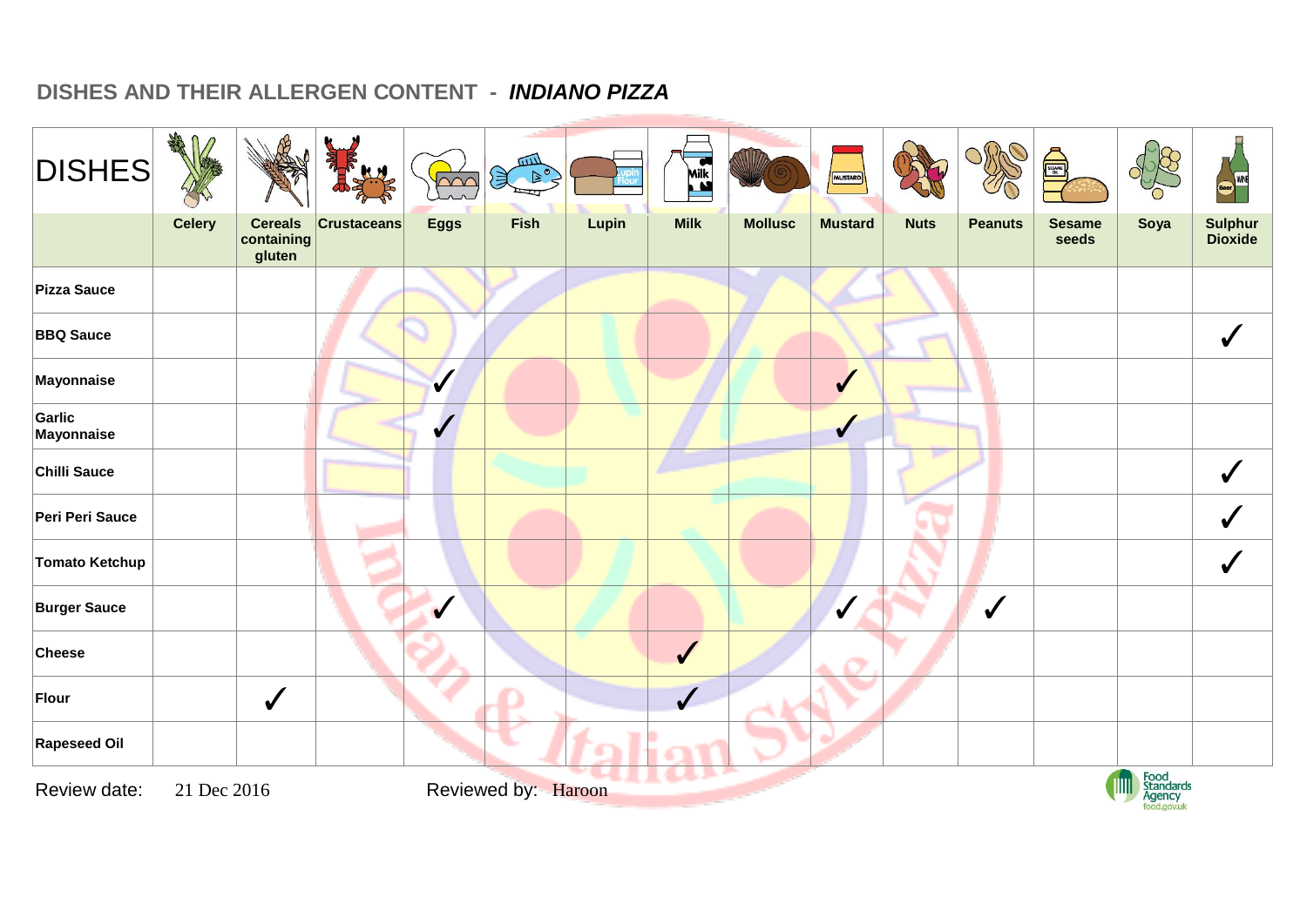## DISHES AND THEIR ALLERGEN CONTENT - *INDIANO PIZZA*

| DISHES | Celery | Cereals containing gluten | Crustaceans | Eggs | Fish | Lupin | Milk | Mollusc | Mustard | Nuts | Peanuts | Sesame seeds | Soya | Sulphur Dioxide |
|---|---|---|---|---|---|---|---|---|---|---|---|---|---|---|
| **Pizza Sauce** | | | | | | | | | | | | | | |
| **BBQ Sauce** | | | | | | | | | | | | | | ✓ |
| **Mayonnaise** | | | | ✓ | | | | | ✓ | | | | | |
| **Garlic Mayonnaise** | | | | ✓ | | | | | ✓ | | | | | |
| **Chilli Sauce** | | | | | | | | | | | | | | ✓ |
| **Peri Peri Sauce** | | | | | | | | | | | | | | ✓ |
| **Tomato Ketchup** | | | | | | | | | | | | | | ✓ |
| **Burger Sauce** | | | | ✓ | | | | | ✓ | | ✓ | | | |
| **Cheese** | | | | | | | ✓ | | | | | | | |
| **Flour** | | ✓ | | | | | ✓ | | | | | | | |
| **Rapeseed Oil** | | | | | | | | | | | | | | |

Review date: 21 Dec 2016 Reviewed by: Haroon

Food Standards Agency food.gov.uk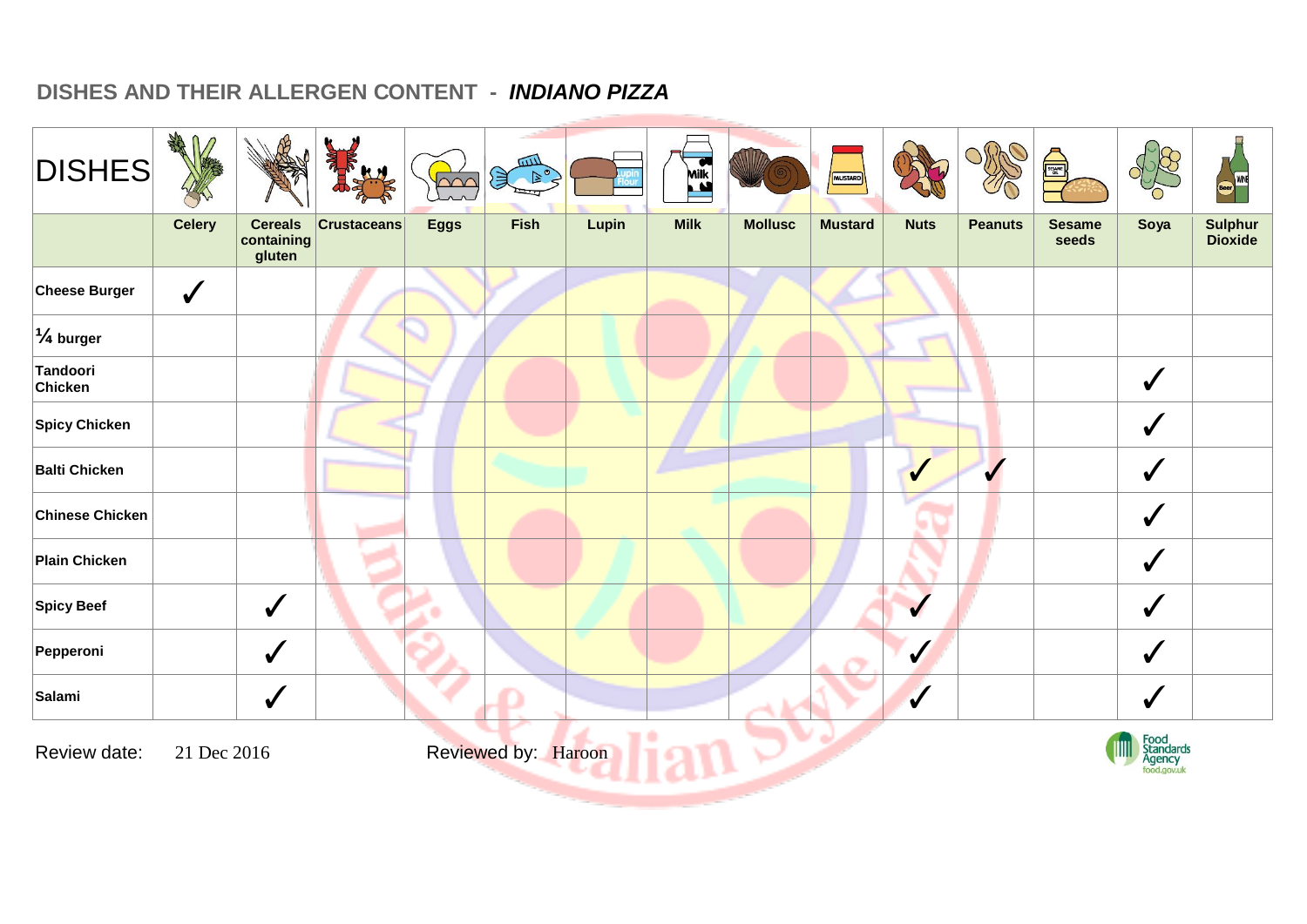## DISHES AND THEIR ALLERGEN CONTENT - *INDIANO PIZZA*

| DISHES | Celery | Cereals containing gluten | Crustaceans | Eggs | Fish | Lupin | Milk | Mollusc | Mustard | Nuts | Peanuts | Sesame seeds | Soya | Sulphur Dioxide |
|---|---|---|---|---|---|---|---|---|---|---|---|---|---|---|
| **Cheese Burger** | ✓ | | | | | | | | | | | | | |
| **¼ burger** | | | | | | | | | | | | | | |
| **Tandoori Chicken** | | | | | | | | | | | | | ✓ | |
| **Spicy Chicken** | | | | | | | | | | | | | ✓ | |
| **Balti Chicken** | | | | | | | | | | ✓ | ✓ | | ✓ | |
| **Chinese Chicken** | | | | | | | | | | | | | ✓ | |
| **Plain Chicken** | | | | | | | | | | | | | ✓ | |
| **Spicy Beef** | | ✓ | | | | | | | | ✓ | | | ✓ | |
| **Pepperoni** | | ✓ | | | | | | | | ✓ | | | ✓ | |
| **Salami** | | ✓ | | | | | | | | ✓ | | | ✓ | |

Review date: 21 Dec 2016

Reviewed by: Haroon

Food Standards Agency food.gov.uk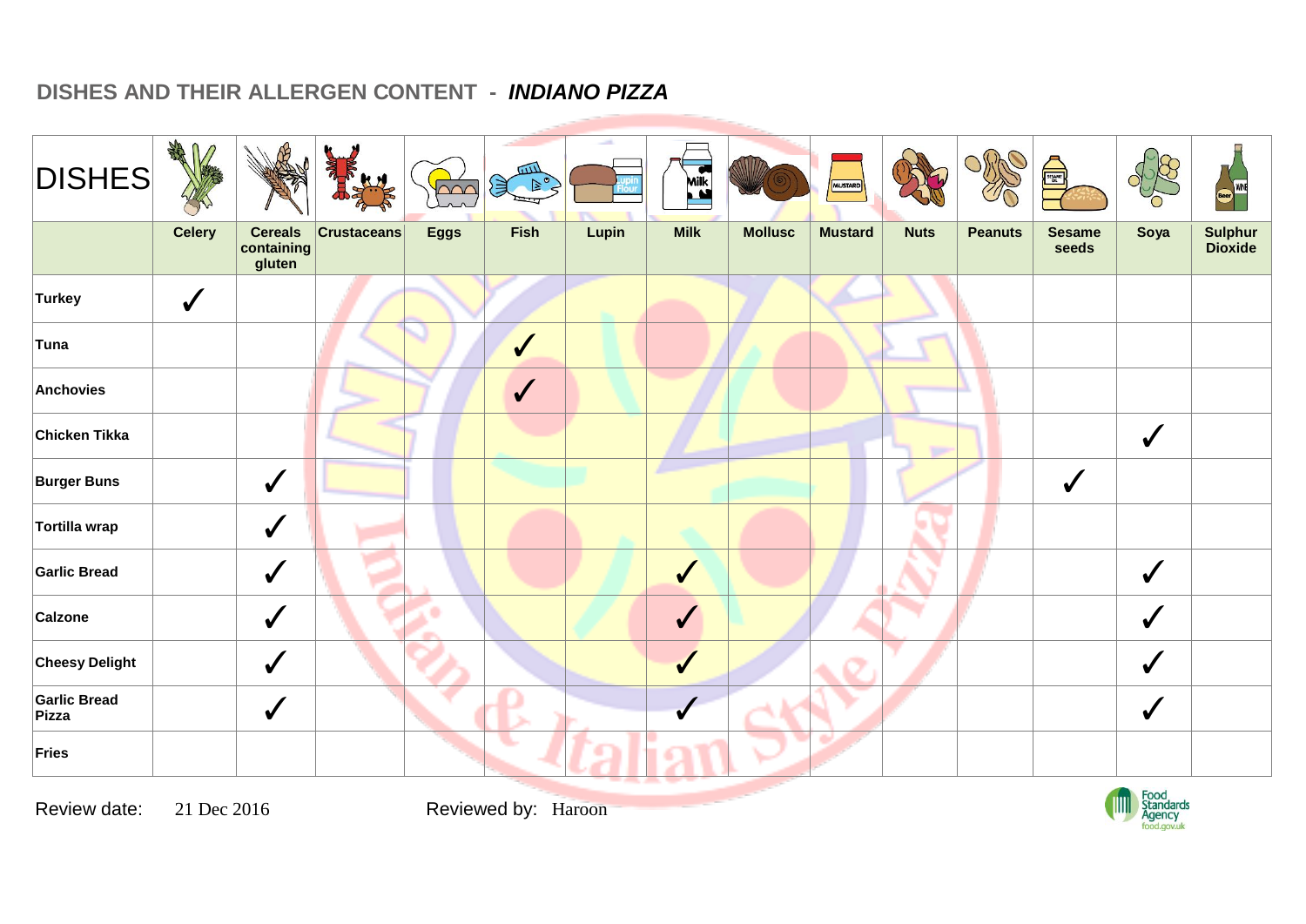## DISHES AND THEIR ALLERGEN CONTENT - *INDIANO PIZZA*

| DISHES | Celery | Cereals containing gluten | Crustaceans | Eggs | Fish | Lupin | Milk | Mollusc | Mustard | Nuts | Peanuts | Sesame seeds | Soya | Sulphur Dioxide |
|---|---|---|---|---|---|---|---|---|---|---|---|---|---|---|
| **Turkey** | ✓ | | | | | | | | | | | | | |
| **Tuna** | | | | | ✓ | | | | | | | | | |
| **Anchovies** | | | | | ✓ | | | | | | | | | |
| **Chicken Tikka** | | | | | | | | | | | | | ✓ | |
| **Burger Buns** | | ✓ | | | | | | | | | | ✓ | | |
| **Tortilla wrap** | | ✓ | | | | | | | | | | | | |
| **Garlic Bread** | | ✓ | | | | | ✓ | | | | | | ✓ | |
| **Calzone** | | ✓ | | | | | ✓ | | | | | | ✓ | |
| **Cheesy Delight** | | ✓ | | | | | ✓ | | | | | | ✓ | |
| **Garlic Bread Pizza** | | ✓ | | | | | ✓ | | | | | | ✓ | |
| **Fries** | | | | | | | | | | | | | | |

Review date: 21 Dec 2016

Reviewed by: Haroon

Food Standards Agency
food.gov.uk